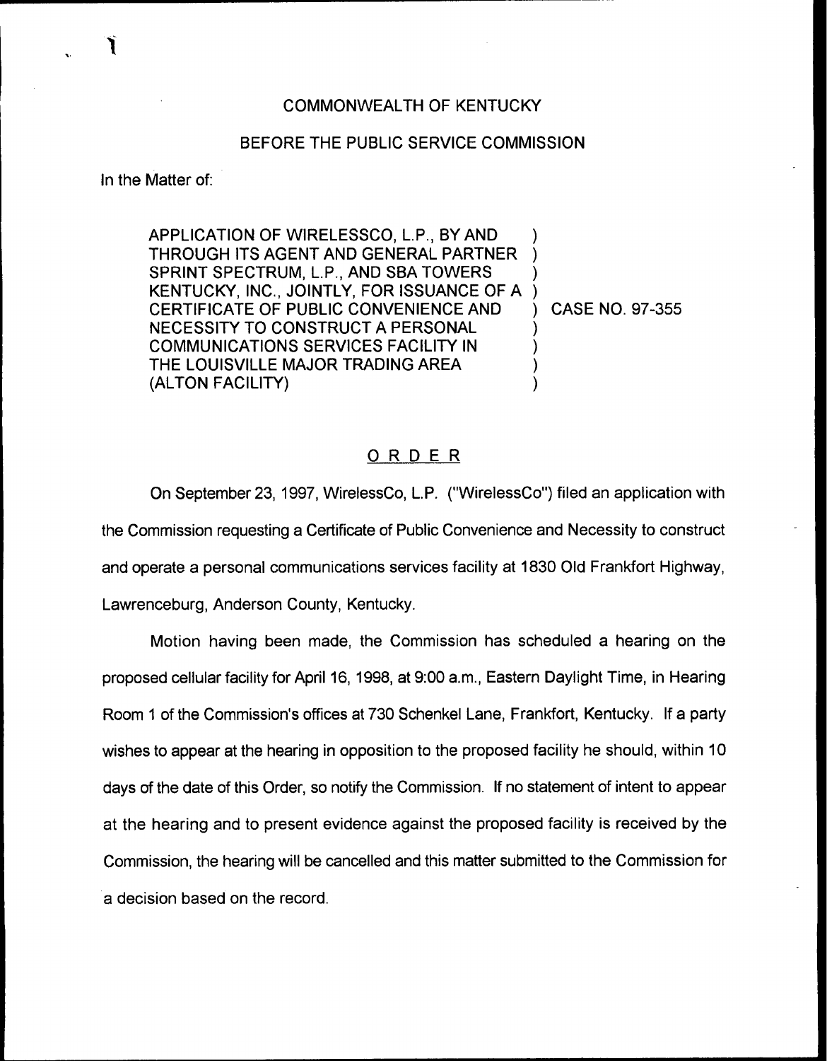COMMONWEALTH OF KENTUCKY

BEFORE THE PUBLIC SERVICE COMMISSION

In the Matter of:

| | | |
|---|---|---|
| APPLICATION OF WIRELESSCO, L.P., BY AND THROUGH ITS AGENT AND GENERAL PARTNER SPRINT SPECTRUM, L.P., AND SBA TOWERS KENTUCKY, INC., JOINTLY, FOR ISSUANCE OF A CERTIFICATE OF PUBLIC CONVENIENCE AND NECESSITY TO CONSTRUCT A PERSONAL COMMUNICATIONS SERVICES FACILITY IN THE LOUISVILLE MAJOR TRADING AREA (ALTON FACILITY) | ) | CASE NO. 97-355 |

## ORDER

On September 23, 1997, WirelessCo, L.P. ("WirelessCo") filed an application with the Commission requesting a Certificate of Public Convenience and Necessity to construct and operate a personal communications services facility at 1830 Old Frankfort Highway, Lawrenceburg, Anderson County, Kentucky.

Motion having been made, the Commission has scheduled a hearing on the proposed cellular facility for April 16, 1998, at 9:00 a.m., Eastern Daylight Time, in Hearing Room 1 of the Commission's offices at 730 Schenkel Lane, Frankfort, Kentucky. If a party wishes to appear at the hearing in opposition to the proposed facility he should, within 10 days of the date of this Order, so notify the Commission. If no statement of intent to appear at the hearing and to present evidence against the proposed facility is received by the Commission, the hearing will be cancelled and this matter submitted to the Commission for a decision based on the record.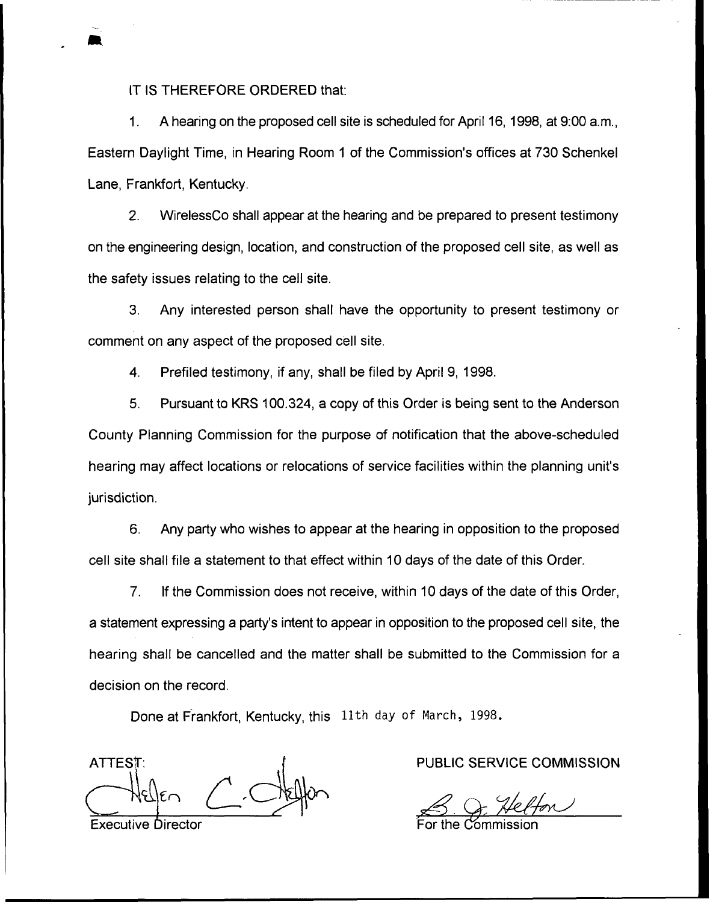IT IS THEREFORE ORDERED that:

1. A hearing on the proposed cell site is scheduled for April 16, 1998, at 9:00 a.m., Eastern Daylight Time, in Hearing Room 1 of the Commission's offices at 730 Schenkel Lane, Frankfort, Kentucky.

2. WirelessCo shall appear at the hearing and be prepared to present testimony on the engineering design, location, and construction of the proposed cell site, as well as the safety issues relating to the cell site.

3. Any interested person shall have the opportunity to present testimony or comment on any aspect of the proposed cell site.

4. Prefiled testimony, if any, shall be filed by April 9, 1998.

5. Pursuant to KRS 100.324, a copy of this Order is being sent to the Anderson County Planning Commission for the purpose of notification that the above-scheduled hearing may affect locations or relocations of service facilities within the planning unit's jurisdiction.

6. Any party who wishes to appear at the hearing in opposition to the proposed cell site shall file a statement to that effect within 10 days of the date of this Order.

7. If the Commission does not receive, within 10 days of the date of this Order, a statement expressing a party's intent to appear in opposition to the proposed cell site, the hearing shall be cancelled and the matter shall be submitted to the Commission for a decision on the record.

Done at Frankfort, Kentucky, this 11th day of March, 1998.

ATTEST:

Executive Director

PUBLIC SERVICE COMMISSION

For the Commission